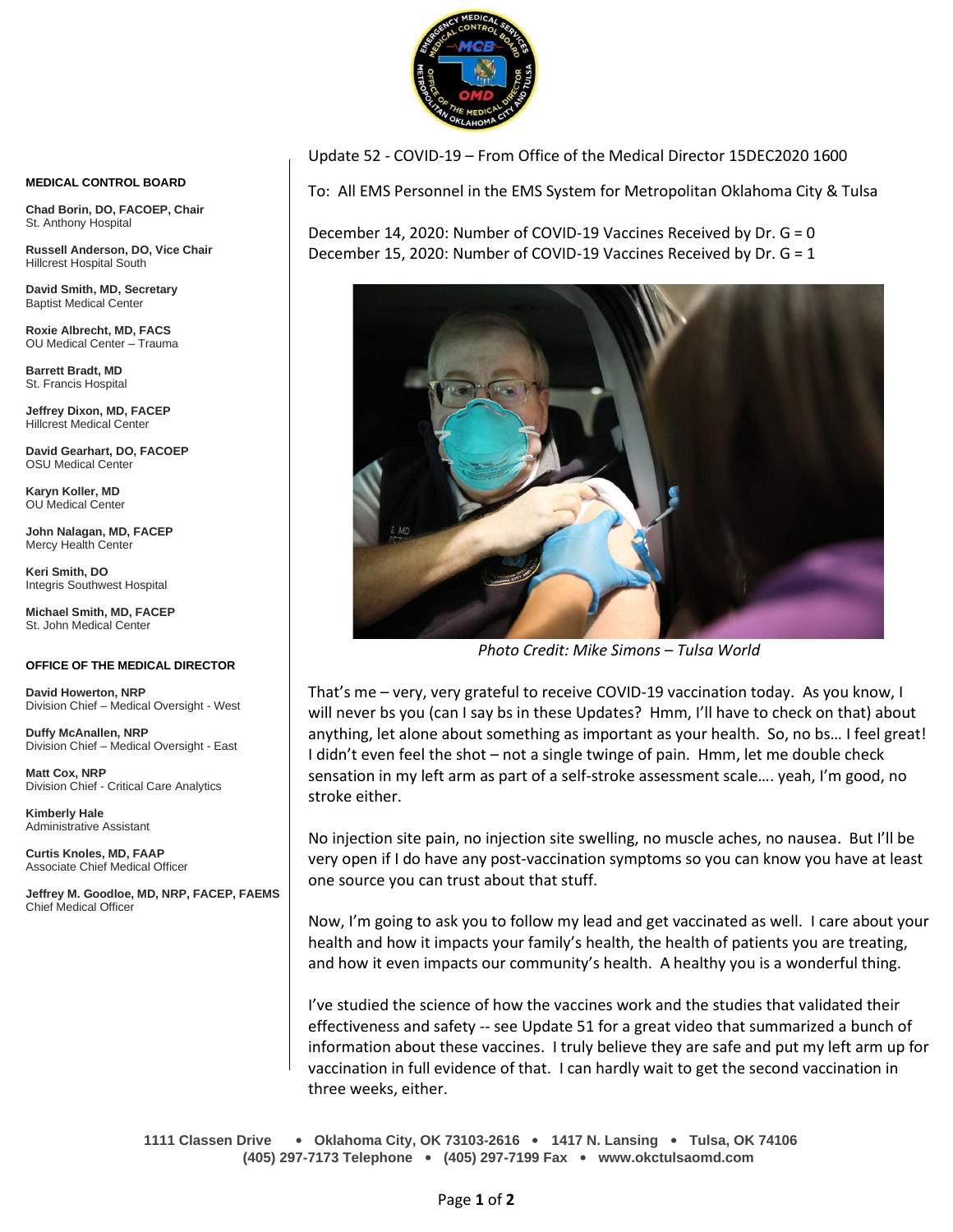Update 52 - COVID-19 – From Office of the Medical Director 15DEC2020 1600

To: All EMS Personnel in the EMS System for Metropolitan Oklahoma City & Tulsa

December 14, 2020: Number of COVID-19 Vaccines Received by Dr. G = 0
December 15, 2020: Number of COVID-19 Vaccines Received by Dr. G = 1

*Photo Credit: Mike Simons – Tulsa World*

That's me – very, very grateful to receive COVID-19 vaccination today. As you know, I will never bs you (can I say bs in these Updates? Hmm, I'll have to check on that) about anything, let alone about something as important as your health. So, no bs… I feel great! I didn't even feel the shot – not a single twinge of pain. Hmm, let me double check sensation in my left arm as part of a self-stroke assessment scale…. yeah, I'm good, no stroke either.

No injection site pain, no injection site swelling, no muscle aches, no nausea. But I'll be very open if I do have any post-vaccination symptoms so you can know you have at least one source you can trust about that stuff.

Now, I'm going to ask you to follow my lead and get vaccinated as well. I care about your health and how it impacts your family's health, the health of patients you are treating, and how it even impacts our community's health. A healthy you is a wonderful thing.

I've studied the science of how the vaccines work and the studies that validated their effectiveness and safety -- see Update 51 for a great video that summarized a bunch of information about these vaccines. I truly believe they are safe and put my left arm up for vaccination in full evidence of that. I can hardly wait to get the second vaccination in three weeks, either.

**MEDICAL CONTROL BOARD**

**Chad Borin, DO, FACOEP, Chair**
St. Anthony Hospital

**Russell Anderson, DO, Vice Chair**
Hillcrest Hospital South

**David Smith, MD, Secretary**
Baptist Medical Center

**Roxie Albrecht, MD, FACS**
OU Medical Center – Trauma

**Barrett Bradt, MD**
St. Francis Hospital

**Jeffrey Dixon, MD, FACEP**
Hillcrest Medical Center

**David Gearhart, DO, FACOEP**
OSU Medical Center

**Karyn Koller, MD**
OU Medical Center

**John Nalagan, MD, FACEP**
Mercy Health Center

**Keri Smith, DO**
Integris Southwest Hospital

**Michael Smith, MD, FACEP**
St. John Medical Center

**OFFICE OF THE MEDICAL DIRECTOR**

**David Howerton, NRP**
Division Chief – Medical Oversight - West

**Duffy McAnallen, NRP**
Division Chief – Medical Oversight - East

**Matt Cox, NRP**
Division Chief - Critical Care Analytics

**Kimberly Hale**
Administrative Assistant

**Curtis Knoles, MD, FAAP**
Associate Chief Medical Officer

**Jeffrey M. Goodloe, MD, NRP, FACEP, FAEMS**
Chief Medical Officer

**1111 Classen Drive • Oklahoma City, OK 73103-2616 • 1417 N. Lansing • Tulsa, OK 74106**
**(405) 297-7173 Telephone • (405) 297-7199 Fax • www.okctulsaomd.com**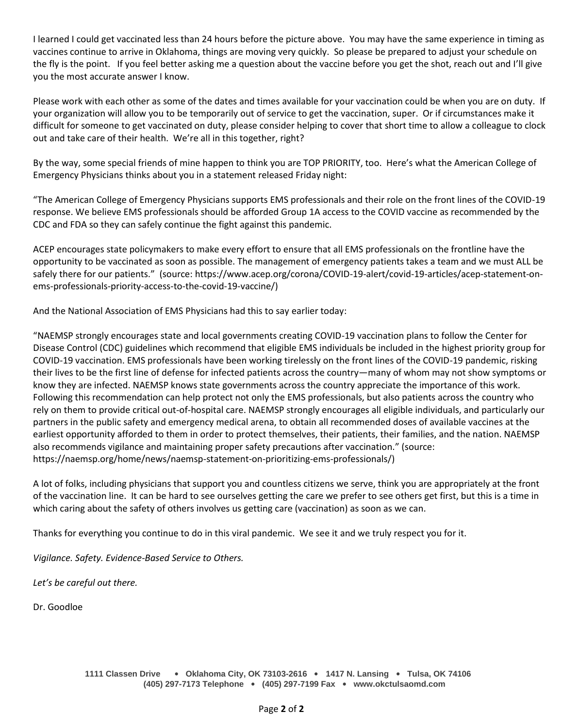I learned I could get vaccinated less than 24 hours before the picture above. You may have the same experience in timing as vaccines continue to arrive in Oklahoma, things are moving very quickly. So please be prepared to adjust your schedule on the fly is the point. If you feel better asking me a question about the vaccine before you get the shot, reach out and I'll give you the most accurate answer I know.

Please work with each other as some of the dates and times available for your vaccination could be when you are on duty. If your organization will allow you to be temporarily out of service to get the vaccination, super. Or if circumstances make it difficult for someone to get vaccinated on duty, please consider helping to cover that short time to allow a colleague to clock out and take care of their health. We're all in this together, right?

By the way, some special friends of mine happen to think you are TOP PRIORITY, too. Here's what the American College of Emergency Physicians thinks about you in a statement released Friday night:

"The American College of Emergency Physicians supports EMS professionals and their role on the front lines of the COVID-19 response. We believe EMS professionals should be afforded Group 1A access to the COVID vaccine as recommended by the CDC and FDA so they can safely continue the fight against this pandemic.

ACEP encourages state policymakers to make every effort to ensure that all EMS professionals on the frontline have the opportunity to be vaccinated as soon as possible. The management of emergency patients takes a team and we must ALL be safely there for our patients." (source: https://www.acep.org/corona/COVID-19-alert/covid-19-articles/acep-statement-on-ems-professionals-priority-access-to-the-covid-19-vaccine/)

And the National Association of EMS Physicians had this to say earlier today:

"NAEMSP strongly encourages state and local governments creating COVID-19 vaccination plans to follow the Center for Disease Control (CDC) guidelines which recommend that eligible EMS individuals be included in the highest priority group for COVID-19 vaccination. EMS professionals have been working tirelessly on the front lines of the COVID-19 pandemic, risking their lives to be the first line of defense for infected patients across the country—many of whom may not show symptoms or know they are infected. NAEMSP knows state governments across the country appreciate the importance of this work. Following this recommendation can help protect not only the EMS professionals, but also patients across the country who rely on them to provide critical out-of-hospital care. NAEMSP strongly encourages all eligible individuals, and particularly our partners in the public safety and emergency medical arena, to obtain all recommended doses of available vaccines at the earliest opportunity afforded to them in order to protect themselves, their patients, their families, and the nation. NAEMSP also recommends vigilance and maintaining proper safety precautions after vaccination." (source: https://naemsp.org/home/news/naemsp-statement-on-prioritizing-ems-professionals/)

A lot of folks, including physicians that support you and countless citizens we serve, think you are appropriately at the front of the vaccination line. It can be hard to see ourselves getting the care we prefer to see others get first, but this is a time in which caring about the safety of others involves us getting care (vaccination) as soon as we can.

Thanks for everything you continue to do in this viral pandemic. We see it and we truly respect you for it.

*Vigilance. Safety. Evidence-Based Service to Others.*

*Let's be careful out there.*

Dr. Goodloe

**1111 Classen Drive • Oklahoma City, OK 73103-2616 • 1417 N. Lansing • Tulsa, OK 74106**
**(405) 297-7173 Telephone • (405) 297-7199 Fax • www.okctulsaomd.com**